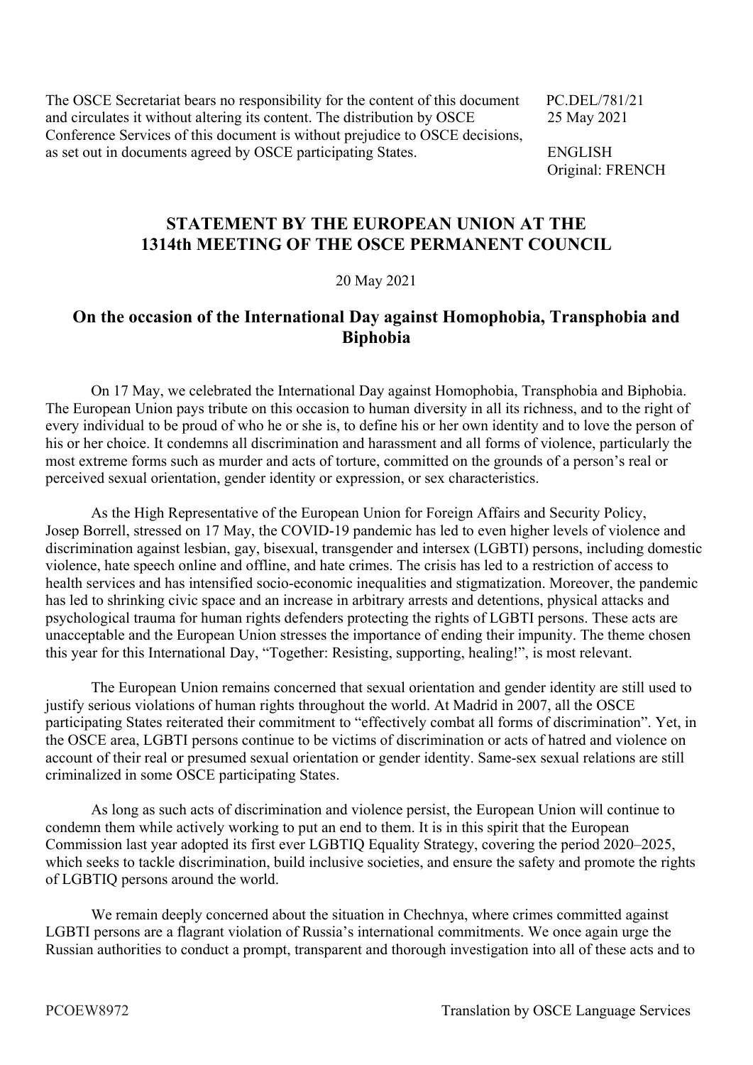The OSCE Secretariat bears no responsibility for the content of this document and circulates it without altering its content. The distribution by OSCE Conference Services of this document is without prejudice to OSCE decisions, as set out in documents agreed by OSCE participating States.

PC.DEL/781/21
25 May 2021

ENGLISH
Original: FRENCH

# STATEMENT BY THE EUROPEAN UNION AT THE 1314th MEETING OF THE OSCE PERMANENT COUNCIL

20 May 2021

## On the occasion of the International Day against Homophobia, Transphobia and Biphobia

On 17 May, we celebrated the International Day against Homophobia, Transphobia and Biphobia. The European Union pays tribute on this occasion to human diversity in all its richness, and to the right of every individual to be proud of who he or she is, to define his or her own identity and to love the person of his or her choice. It condemns all discrimination and harassment and all forms of violence, particularly the most extreme forms such as murder and acts of torture, committed on the grounds of a person's real or perceived sexual orientation, gender identity or expression, or sex characteristics.

As the High Representative of the European Union for Foreign Affairs and Security Policy, Josep Borrell, stressed on 17 May, the COVID-19 pandemic has led to even higher levels of violence and discrimination against lesbian, gay, bisexual, transgender and intersex (LGBTI) persons, including domestic violence, hate speech online and offline, and hate crimes. The crisis has led to a restriction of access to health services and has intensified socio-economic inequalities and stigmatization. Moreover, the pandemic has led to shrinking civic space and an increase in arbitrary arrests and detentions, physical attacks and psychological trauma for human rights defenders protecting the rights of LGBTI persons. These acts are unacceptable and the European Union stresses the importance of ending their impunity. The theme chosen this year for this International Day, "Together: Resisting, supporting, healing!", is most relevant.

The European Union remains concerned that sexual orientation and gender identity are still used to justify serious violations of human rights throughout the world. At Madrid in 2007, all the OSCE participating States reiterated their commitment to "effectively combat all forms of discrimination". Yet, in the OSCE area, LGBTI persons continue to be victims of discrimination or acts of hatred and violence on account of their real or presumed sexual orientation or gender identity. Same-sex sexual relations are still criminalized in some OSCE participating States.

As long as such acts of discrimination and violence persist, the European Union will continue to condemn them while actively working to put an end to them. It is in this spirit that the European Commission last year adopted its first ever LGBTIQ Equality Strategy, covering the period 2020–2025, which seeks to tackle discrimination, build inclusive societies, and ensure the safety and promote the rights of LGBTIQ persons around the world.

We remain deeply concerned about the situation in Chechnya, where crimes committed against LGBTI persons are a flagrant violation of Russia's international commitments. We once again urge the Russian authorities to conduct a prompt, transparent and thorough investigation into all of these acts and to

PCOEW8972 Translation by OSCE Language Services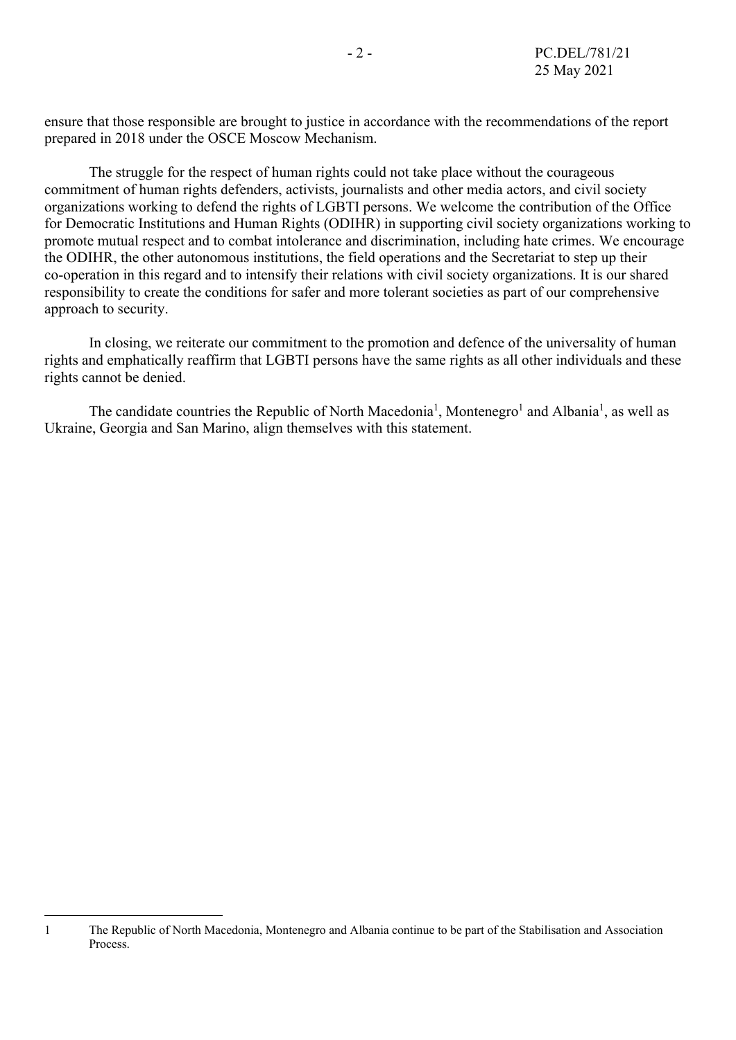ensure that those responsible are brought to justice in accordance with the recommendations of the report prepared in 2018 under the OSCE Moscow Mechanism.

The struggle for the respect of human rights could not take place without the courageous commitment of human rights defenders, activists, journalists and other media actors, and civil society organizations working to defend the rights of LGBTI persons. We welcome the contribution of the Office for Democratic Institutions and Human Rights (ODIHR) in supporting civil society organizations working to promote mutual respect and to combat intolerance and discrimination, including hate crimes. We encourage the ODIHR, the other autonomous institutions, the field operations and the Secretariat to step up their co-operation in this regard and to intensify their relations with civil society organizations. It is our shared responsibility to create the conditions for safer and more tolerant societies as part of our comprehensive approach to security.

In closing, we reiterate our commitment to the promotion and defence of the universality of human rights and emphatically reaffirm that LGBTI persons have the same rights as all other individuals and these rights cannot be denied.

The candidate countries the Republic of North Macedonia[1], Montenegro[1] and Albania[1], as well as Ukraine, Georgia and San Marino, align themselves with this statement.

---

1 The Republic of North Macedonia, Montenegro and Albania continue to be part of the Stabilisation and Association Process.